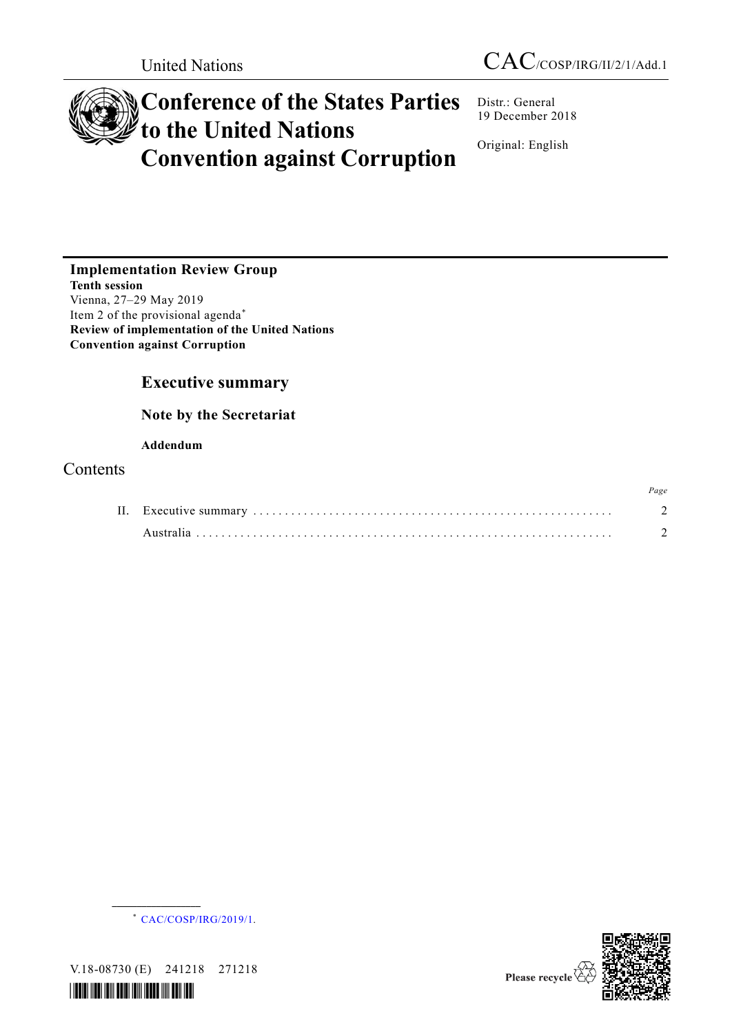United Nations

CAC/COSP/IRG/II/2/1/Add.1

# Conference of the States Parties to the United Nations Convention against Corruption

Distr.: General
19 December 2018

Original: English

**Implementation Review Group**
**Tenth session**
Vienna, 27–29 May 2019
Item 2 of the provisional agenda*
**Review of implementation of the United Nations Convention against Corruption**

## Executive summary

### Note by the Secretariat

**Addendum**

## Contents

| | Page |
|---|---|
| II. Executive summary | 2 |
| Australia | 2 |

\* CAC/COSP/IRG/2019/1.

V.18-08730 (E) 241218 271218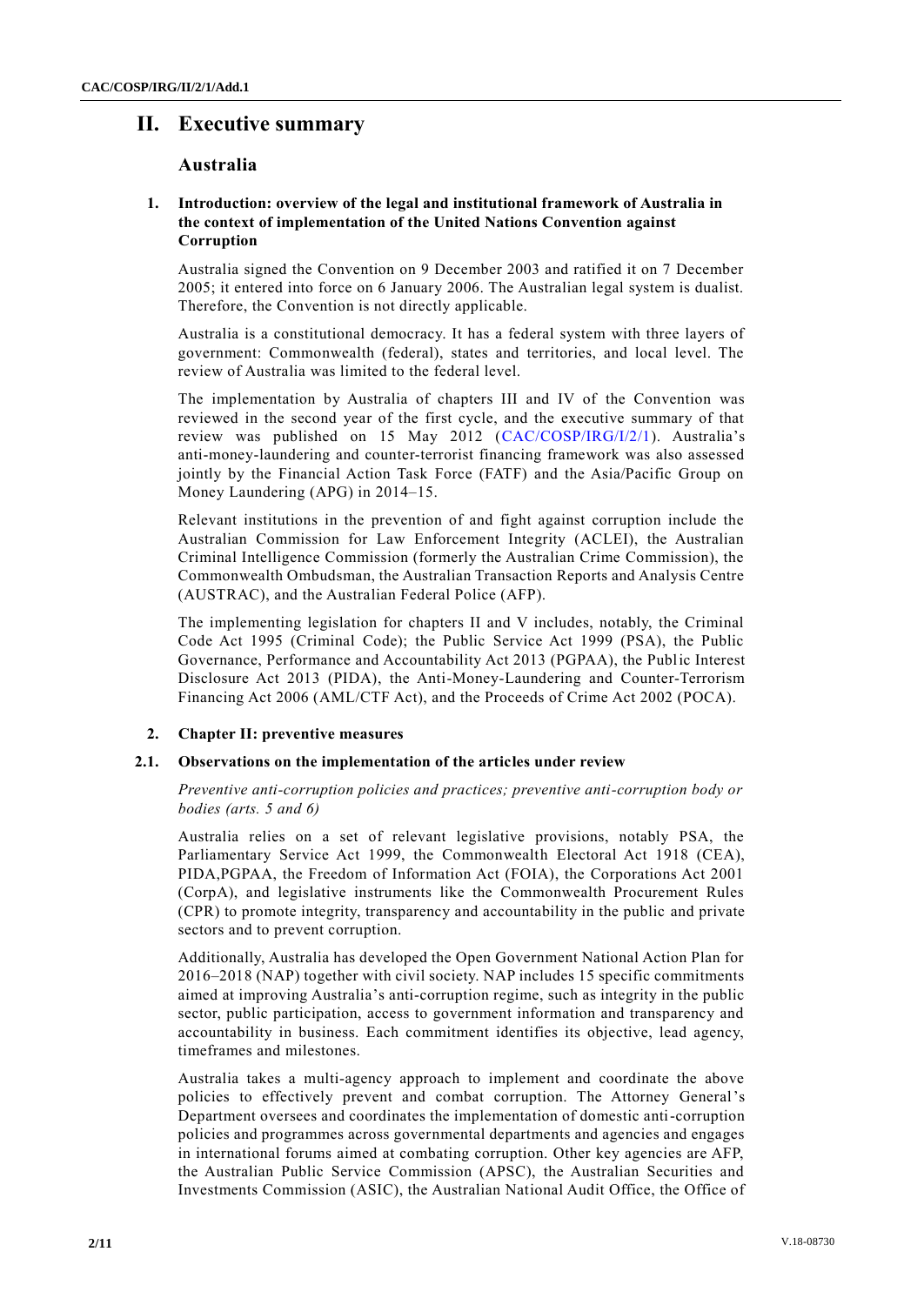# II. Executive summary

## Australia

### 1. Introduction: overview of the legal and institutional framework of Australia in the context of implementation of the United Nations Convention against Corruption

Australia signed the Convention on 9 December 2003 and ratified it on 7 December 2005; it entered into force on 6 January 2006. The Australian legal system is dualist. Therefore, the Convention is not directly applicable.

Australia is a constitutional democracy. It has a federal system with three layers of government: Commonwealth (federal), states and territories, and local level. The review of Australia was limited to the federal level.

The implementation by Australia of chapters III and IV of the Convention was reviewed in the second year of the first cycle, and the executive summary of that review was published on 15 May 2012 (CAC/COSP/IRG/I/2/1). Australia's anti-money-laundering and counter-terrorist financing framework was also assessed jointly by the Financial Action Task Force (FATF) and the Asia/Pacific Group on Money Laundering (APG) in 2014–15.

Relevant institutions in the prevention of and fight against corruption include the Australian Commission for Law Enforcement Integrity (ACLEI), the Australian Criminal Intelligence Commission (formerly the Australian Crime Commission), the Commonwealth Ombudsman, the Australian Transaction Reports and Analysis Centre (AUSTRAC), and the Australian Federal Police (AFP).

The implementing legislation for chapters II and V includes, notably, the Criminal Code Act 1995 (Criminal Code); the Public Service Act 1999 (PSA), the Public Governance, Performance and Accountability Act 2013 (PGPAA), the Public Interest Disclosure Act 2013 (PIDA), the Anti-Money-Laundering and Counter-Terrorism Financing Act 2006 (AML/CTF Act), and the Proceeds of Crime Act 2002 (POCA).

### 2. Chapter II: preventive measures

#### 2.1. Observations on the implementation of the articles under review

*Preventive anti-corruption policies and practices; preventive anti-corruption body or bodies (arts. 5 and 6)*

Australia relies on a set of relevant legislative provisions, notably PSA, the Parliamentary Service Act 1999, the Commonwealth Electoral Act 1918 (CEA), PIDA,PGPAA, the Freedom of Information Act (FOIA), the Corporations Act 2001 (CorpA), and legislative instruments like the Commonwealth Procurement Rules (CPR) to promote integrity, transparency and accountability in the public and private sectors and to prevent corruption.

Additionally, Australia has developed the Open Government National Action Plan for 2016–2018 (NAP) together with civil society. NAP includes 15 specific commitments aimed at improving Australia's anti-corruption regime, such as integrity in the public sector, public participation, access to government information and transparency and accountability in business. Each commitment identifies its objective, lead agency, timeframes and milestones.

Australia takes a multi-agency approach to implement and coordinate the above policies to effectively prevent and combat corruption. The Attorney General's Department oversees and coordinates the implementation of domestic anti-corruption policies and programmes across governmental departments and agencies and engages in international forums aimed at combating corruption. Other key agencies are AFP, the Australian Public Service Commission (APSC), the Australian Securities and Investments Commission (ASIC), the Australian National Audit Office, the Office of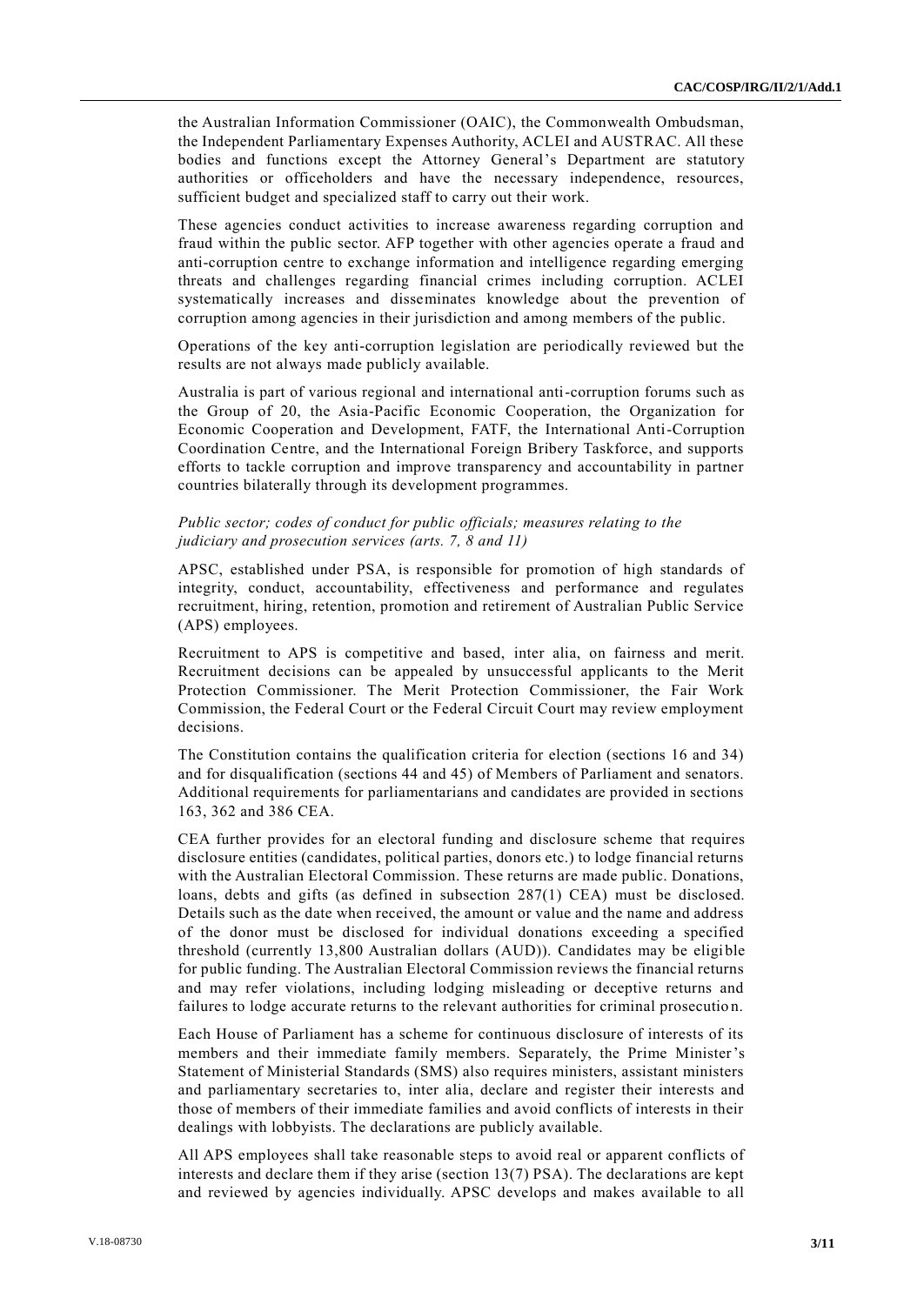the Australian Information Commissioner (OAIC), the Commonwealth Ombudsman, the Independent Parliamentary Expenses Authority, ACLEI and AUSTRAC. All these bodies and functions except the Attorney General's Department are statutory authorities or officeholders and have the necessary independence, resources, sufficient budget and specialized staff to carry out their work.

These agencies conduct activities to increase awareness regarding corruption and fraud within the public sector. AFP together with other agencies operate a fraud and anti-corruption centre to exchange information and intelligence regarding emerging threats and challenges regarding financial crimes including corruption. ACLEI systematically increases and disseminates knowledge about the prevention of corruption among agencies in their jurisdiction and among members of the public.

Operations of the key anti-corruption legislation are periodically reviewed but the results are not always made publicly available.

Australia is part of various regional and international anti-corruption forums such as the Group of 20, the Asia-Pacific Economic Cooperation, the Organization for Economic Cooperation and Development, FATF, the International Anti-Corruption Coordination Centre, and the International Foreign Bribery Taskforce, and supports efforts to tackle corruption and improve transparency and accountability in partner countries bilaterally through its development programmes.

*Public sector; codes of conduct for public officials; measures relating to the judiciary and prosecution services (arts. 7, 8 and 11)*

APSC, established under PSA, is responsible for promotion of high standards of integrity, conduct, accountability, effectiveness and performance and regulates recruitment, hiring, retention, promotion and retirement of Australian Public Service (APS) employees.

Recruitment to APS is competitive and based, inter alia, on fairness and merit. Recruitment decisions can be appealed by unsuccessful applicants to the Merit Protection Commissioner. The Merit Protection Commissioner, the Fair Work Commission, the Federal Court or the Federal Circuit Court may review employment decisions.

The Constitution contains the qualification criteria for election (sections 16 and 34) and for disqualification (sections 44 and 45) of Members of Parliament and senators. Additional requirements for parliamentarians and candidates are provided in sections 163, 362 and 386 CEA.

CEA further provides for an electoral funding and disclosure scheme that requires disclosure entities (candidates, political parties, donors etc.) to lodge financial returns with the Australian Electoral Commission. These returns are made public. Donations, loans, debts and gifts (as defined in subsection 287(1) CEA) must be disclosed. Details such as the date when received, the amount or value and the name and address of the donor must be disclosed for individual donations exceeding a specified threshold (currently 13,800 Australian dollars (AUD)). Candidates may be eligible for public funding. The Australian Electoral Commission reviews the financial returns and may refer violations, including lodging misleading or deceptive returns and failures to lodge accurate returns to the relevant authorities for criminal prosecution.

Each House of Parliament has a scheme for continuous disclosure of interests of its members and their immediate family members. Separately, the Prime Minister's Statement of Ministerial Standards (SMS) also requires ministers, assistant ministers and parliamentary secretaries to, inter alia, declare and register their interests and those of members of their immediate families and avoid conflicts of interests in their dealings with lobbyists. The declarations are publicly available.

All APS employees shall take reasonable steps to avoid real or apparent conflicts of interests and declare them if they arise (section 13(7) PSA). The declarations are kept and reviewed by agencies individually. APSC develops and makes available to all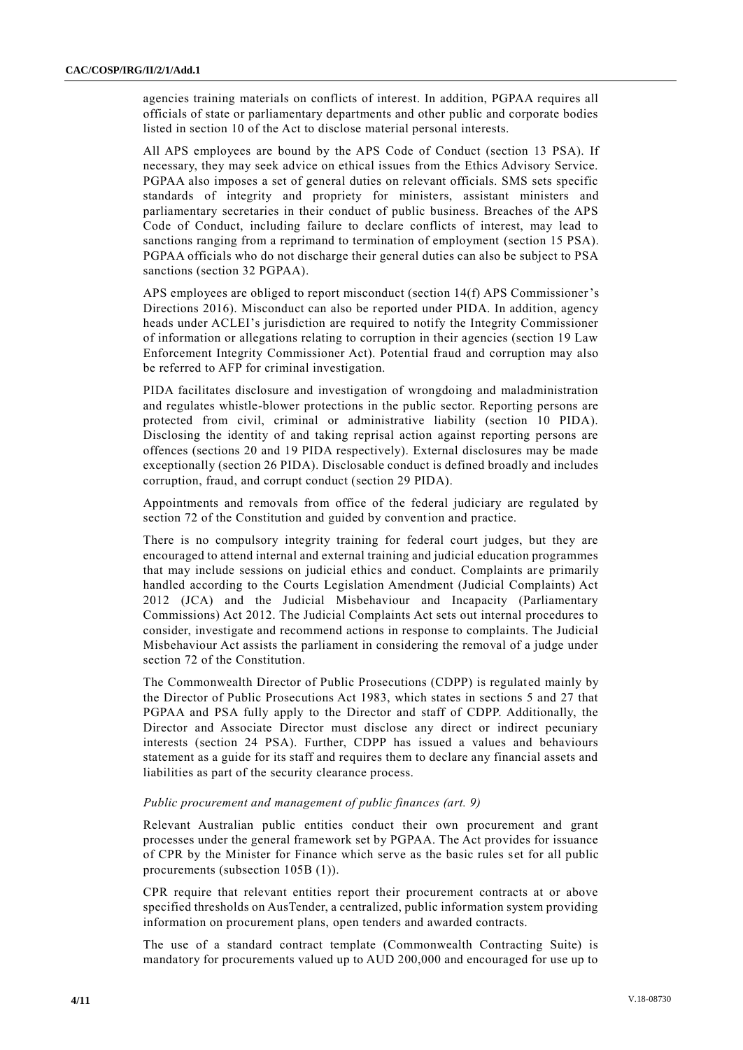agencies training materials on conflicts of interest. In addition, PGPAA requires all officials of state or parliamentary departments and other public and corporate bodies listed in section 10 of the Act to disclose material personal interests.

All APS employees are bound by the APS Code of Conduct (section 13 PSA). If necessary, they may seek advice on ethical issues from the Ethics Advisory Service. PGPAA also imposes a set of general duties on relevant officials. SMS sets specific standards of integrity and propriety for ministers, assistant ministers and parliamentary secretaries in their conduct of public business. Breaches of the APS Code of Conduct, including failure to declare conflicts of interest, may lead to sanctions ranging from a reprimand to termination of employment (section 15 PSA). PGPAA officials who do not discharge their general duties can also be subject to PSA sanctions (section 32 PGPAA).

APS employees are obliged to report misconduct (section 14(f) APS Commissioner's Directions 2016). Misconduct can also be reported under PIDA. In addition, agency heads under ACLEI's jurisdiction are required to notify the Integrity Commissioner of information or allegations relating to corruption in their agencies (section 19 Law Enforcement Integrity Commissioner Act). Potential fraud and corruption may also be referred to AFP for criminal investigation.

PIDA facilitates disclosure and investigation of wrongdoing and maladministration and regulates whistle-blower protections in the public sector. Reporting persons are protected from civil, criminal or administrative liability (section 10 PIDA). Disclosing the identity of and taking reprisal action against reporting persons are offences (sections 20 and 19 PIDA respectively). External disclosures may be made exceptionally (section 26 PIDA). Disclosable conduct is defined broadly and includes corruption, fraud, and corrupt conduct (section 29 PIDA).

Appointments and removals from office of the federal judiciary are regulated by section 72 of the Constitution and guided by convention and practice.

There is no compulsory integrity training for federal court judges, but they are encouraged to attend internal and external training and judicial education programmes that may include sessions on judicial ethics and conduct. Complaints are primarily handled according to the Courts Legislation Amendment (Judicial Complaints) Act 2012 (JCA) and the Judicial Misbehaviour and Incapacity (Parliamentary Commissions) Act 2012. The Judicial Complaints Act sets out internal procedures to consider, investigate and recommend actions in response to complaints. The Judicial Misbehaviour Act assists the parliament in considering the removal of a judge under section 72 of the Constitution.

The Commonwealth Director of Public Prosecutions (CDPP) is regulated mainly by the Director of Public Prosecutions Act 1983, which states in sections 5 and 27 that PGPAA and PSA fully apply to the Director and staff of CDPP. Additionally, the Director and Associate Director must disclose any direct or indirect pecuniary interests (section 24 PSA). Further, CDPP has issued a values and behaviours statement as a guide for its staff and requires them to declare any financial assets and liabilities as part of the security clearance process.

*Public procurement and management of public finances (art. 9)*

Relevant Australian public entities conduct their own procurement and grant processes under the general framework set by PGPAA. The Act provides for issuance of CPR by the Minister for Finance which serve as the basic rules set for all public procurements (subsection 105B (1)).

CPR require that relevant entities report their procurement contracts at or above specified thresholds on AusTender, a centralized, public information system providing information on procurement plans, open tenders and awarded contracts.

The use of a standard contract template (Commonwealth Contracting Suite) is mandatory for procurements valued up to AUD 200,000 and encouraged for use up to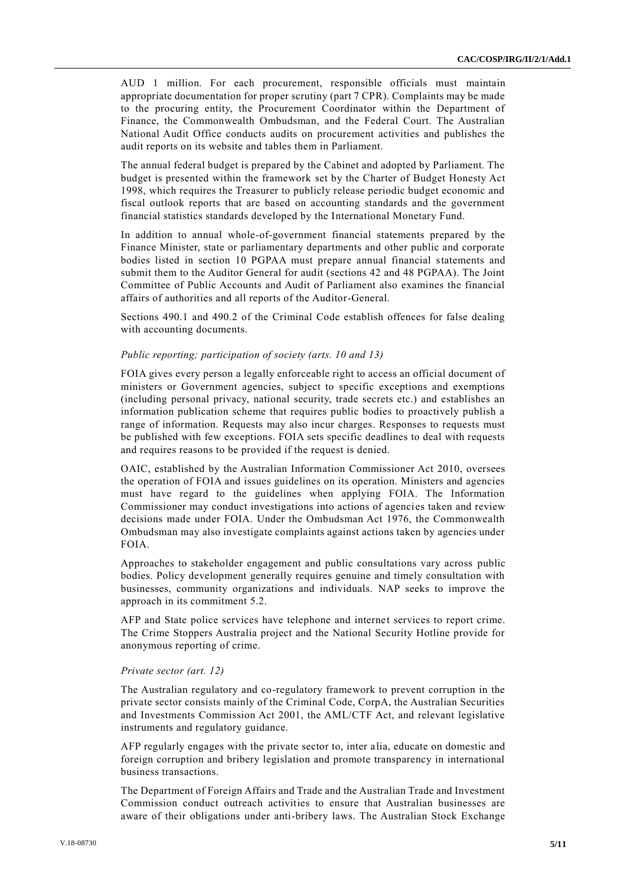AUD 1 million. For each procurement, responsible officials must maintain appropriate documentation for proper scrutiny (part 7 CPR). Complaints may be made to the procuring entity, the Procurement Coordinator within the Department of Finance, the Commonwealth Ombudsman, and the Federal Court. The Australian National Audit Office conducts audits on procurement activities and publishes the audit reports on its website and tables them in Parliament.

The annual federal budget is prepared by the Cabinet and adopted by Parliament. The budget is presented within the framework set by the Charter of Budget Honesty Act 1998, which requires the Treasurer to publicly release periodic budget economic and fiscal outlook reports that are based on accounting standards and the government financial statistics standards developed by the International Monetary Fund.

In addition to annual whole-of-government financial statements prepared by the Finance Minister, state or parliamentary departments and other public and corporate bodies listed in section 10 PGPAA must prepare annual financial statements and submit them to the Auditor General for audit (sections 42 and 48 PGPAA). The Joint Committee of Public Accounts and Audit of Parliament also examines the financial affairs of authorities and all reports of the Auditor-General.

Sections 490.1 and 490.2 of the Criminal Code establish offences for false dealing with accounting documents.

*Public reporting; participation of society (arts. 10 and 13)*

FOIA gives every person a legally enforceable right to access an official document of ministers or Government agencies, subject to specific exceptions and exemptions (including personal privacy, national security, trade secrets etc.) and establishes an information publication scheme that requires public bodies to proactively publish a range of information. Requests may also incur charges. Responses to requests must be published with few exceptions. FOIA sets specific deadlines to deal with requests and requires reasons to be provided if the request is denied.

OAIC, established by the Australian Information Commissioner Act 2010, oversees the operation of FOIA and issues guidelines on its operation. Ministers and agencies must have regard to the guidelines when applying FOIA. The Information Commissioner may conduct investigations into actions of agencies taken and review decisions made under FOIA. Under the Ombudsman Act 1976, the Commonwealth Ombudsman may also investigate complaints against actions taken by agencies under FOIA.

Approaches to stakeholder engagement and public consultations vary across public bodies. Policy development generally requires genuine and timely consultation with businesses, community organizations and individuals. NAP seeks to improve the approach in its commitment 5.2.

AFP and State police services have telephone and internet services to report crime. The Crime Stoppers Australia project and the National Security Hotline provide for anonymous reporting of crime.

*Private sector (art. 12)*

The Australian regulatory and co-regulatory framework to prevent corruption in the private sector consists mainly of the Criminal Code, CorpA, the Australian Securities and Investments Commission Act 2001, the AML/CTF Act, and relevant legislative instruments and regulatory guidance.

AFP regularly engages with the private sector to, inter alia, educate on domestic and foreign corruption and bribery legislation and promote transparency in international business transactions.

The Department of Foreign Affairs and Trade and the Australian Trade and Investment Commission conduct outreach activities to ensure that Australian businesses are aware of their obligations under anti-bribery laws. The Australian Stock Exchange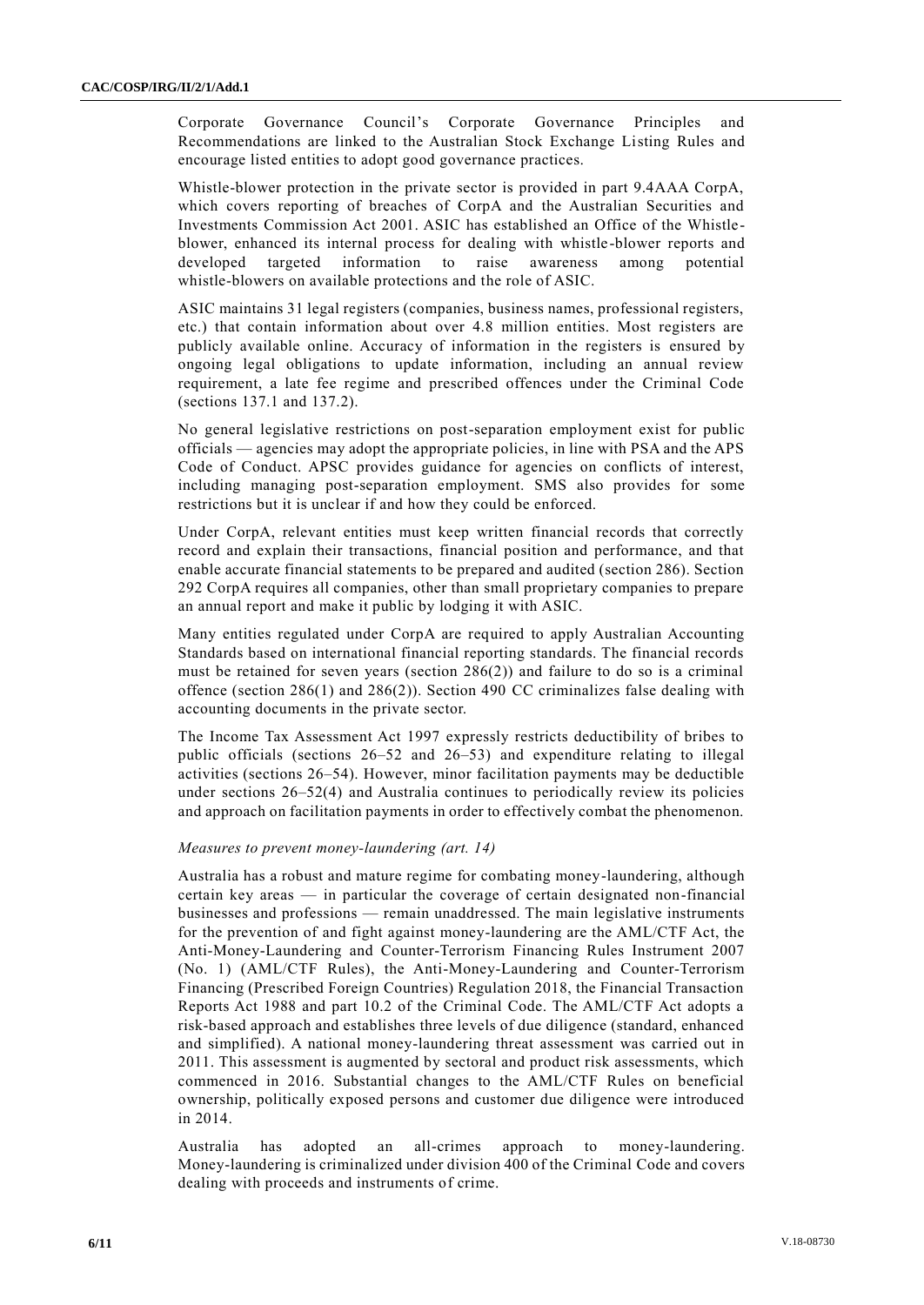Corporate Governance Council's Corporate Governance Principles and Recommendations are linked to the Australian Stock Exchange Listing Rules and encourage listed entities to adopt good governance practices.

Whistle-blower protection in the private sector is provided in part 9.4AAA CorpA, which covers reporting of breaches of CorpA and the Australian Securities and Investments Commission Act 2001. ASIC has established an Office of the Whistle-blower, enhanced its internal process for dealing with whistle-blower reports and developed targeted information to raise awareness among potential whistle-blowers on available protections and the role of ASIC.

ASIC maintains 31 legal registers (companies, business names, professional registers, etc.) that contain information about over 4.8 million entities. Most registers are publicly available online. Accuracy of information in the registers is ensured by ongoing legal obligations to update information, including an annual review requirement, a late fee regime and prescribed offences under the Criminal Code (sections 137.1 and 137.2).

No general legislative restrictions on post-separation employment exist for public officials — agencies may adopt the appropriate policies, in line with PSA and the APS Code of Conduct. APSC provides guidance for agencies on conflicts of interest, including managing post-separation employment. SMS also provides for some restrictions but it is unclear if and how they could be enforced.

Under CorpA, relevant entities must keep written financial records that correctly record and explain their transactions, financial position and performance, and that enable accurate financial statements to be prepared and audited (section 286). Section 292 CorpA requires all companies, other than small proprietary companies to prepare an annual report and make it public by lodging it with ASIC.

Many entities regulated under CorpA are required to apply Australian Accounting Standards based on international financial reporting standards. The financial records must be retained for seven years (section 286(2)) and failure to do so is a criminal offence (section 286(1) and 286(2)). Section 490 CC criminalizes false dealing with accounting documents in the private sector.

The Income Tax Assessment Act 1997 expressly restricts deductibility of bribes to public officials (sections 26–52 and 26–53) and expenditure relating to illegal activities (sections 26–54). However, minor facilitation payments may be deductible under sections 26–52(4) and Australia continues to periodically review its policies and approach on facilitation payments in order to effectively combat the phenomenon.

*Measures to prevent money-laundering (art. 14)*

Australia has a robust and mature regime for combating money-laundering, although certain key areas — in particular the coverage of certain designated non-financial businesses and professions — remain unaddressed. The main legislative instruments for the prevention of and fight against money-laundering are the AML/CTF Act, the Anti-Money-Laundering and Counter-Terrorism Financing Rules Instrument 2007 (No. 1) (AML/CTF Rules), the Anti-Money-Laundering and Counter-Terrorism Financing (Prescribed Foreign Countries) Regulation 2018, the Financial Transaction Reports Act 1988 and part 10.2 of the Criminal Code. The AML/CTF Act adopts a risk-based approach and establishes three levels of due diligence (standard, enhanced and simplified). A national money-laundering threat assessment was carried out in 2011. This assessment is augmented by sectoral and product risk assessments, which commenced in 2016. Substantial changes to the AML/CTF Rules on beneficial ownership, politically exposed persons and customer due diligence were introduced in 2014.

Australia has adopted an all-crimes approach to money-laundering. Money-laundering is criminalized under division 400 of the Criminal Code and covers dealing with proceeds and instruments of crime.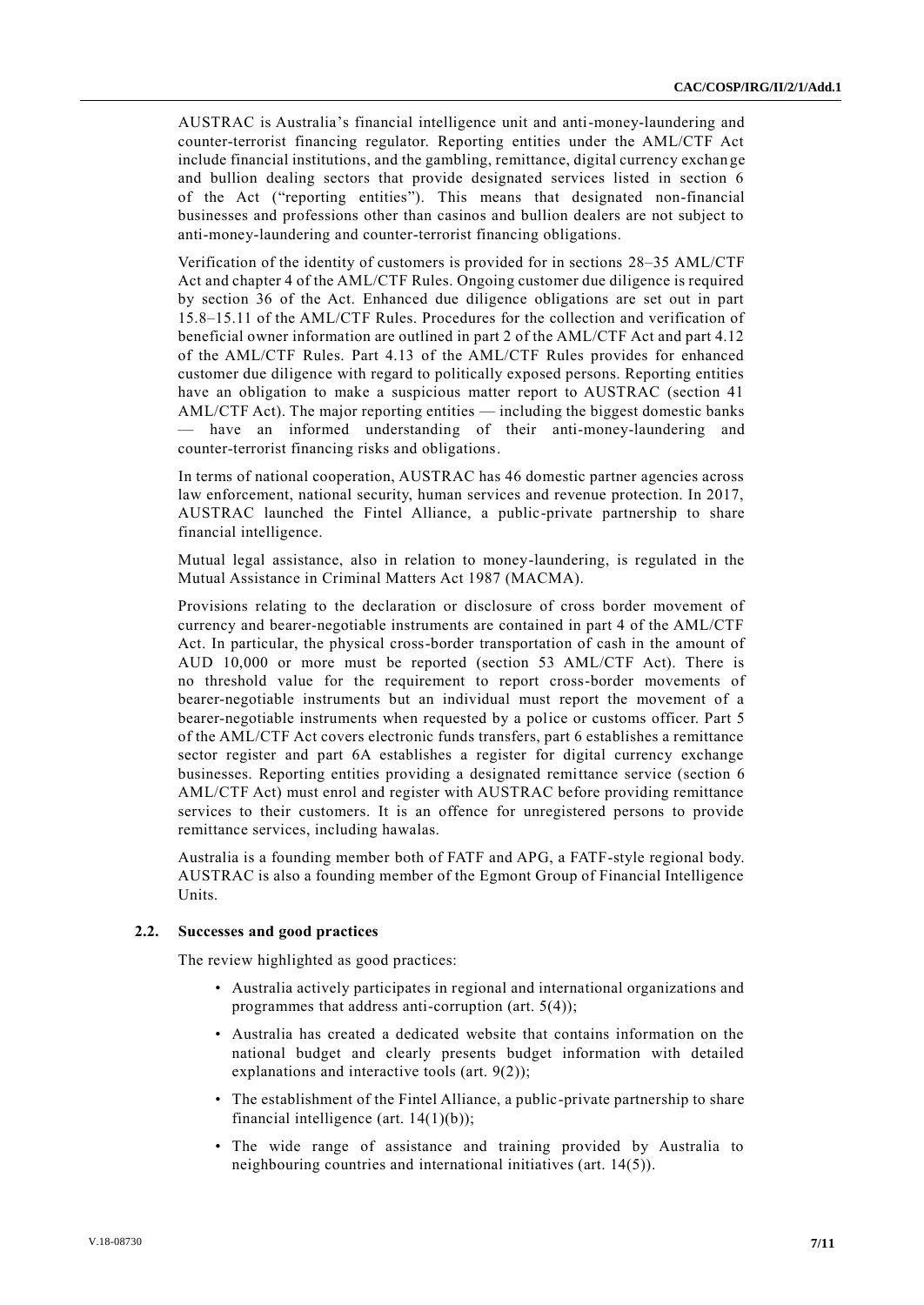AUSTRAC is Australia's financial intelligence unit and anti-money-laundering and counter-terrorist financing regulator. Reporting entities under the AML/CTF Act include financial institutions, and the gambling, remittance, digital currency exchange and bullion dealing sectors that provide designated services listed in section 6 of the Act ("reporting entities"). This means that designated non-financial businesses and professions other than casinos and bullion dealers are not subject to anti-money-laundering and counter-terrorist financing obligations.

Verification of the identity of customers is provided for in sections 28–35 AML/CTF Act and chapter 4 of the AML/CTF Rules. Ongoing customer due diligence is required by section 36 of the Act. Enhanced due diligence obligations are set out in part 15.8–15.11 of the AML/CTF Rules. Procedures for the collection and verification of beneficial owner information are outlined in part 2 of the AML/CTF Act and part 4.12 of the AML/CTF Rules. Part 4.13 of the AML/CTF Rules provides for enhanced customer due diligence with regard to politically exposed persons. Reporting entities have an obligation to make a suspicious matter report to AUSTRAC (section 41 AML/CTF Act). The major reporting entities — including the biggest domestic banks — have an informed understanding of their anti-money-laundering and counter-terrorist financing risks and obligations.

In terms of national cooperation, AUSTRAC has 46 domestic partner agencies across law enforcement, national security, human services and revenue protection. In 2017, AUSTRAC launched the Fintel Alliance, a public-private partnership to share financial intelligence.

Mutual legal assistance, also in relation to money-laundering, is regulated in the Mutual Assistance in Criminal Matters Act 1987 (MACMA).

Provisions relating to the declaration or disclosure of cross border movement of currency and bearer-negotiable instruments are contained in part 4 of the AML/CTF Act. In particular, the physical cross-border transportation of cash in the amount of AUD 10,000 or more must be reported (section 53 AML/CTF Act). There is no threshold value for the requirement to report cross-border movements of bearer-negotiable instruments but an individual must report the movement of a bearer-negotiable instruments when requested by a police or customs officer. Part 5 of the AML/CTF Act covers electronic funds transfers, part 6 establishes a remittance sector register and part 6A establishes a register for digital currency exchange businesses. Reporting entities providing a designated remittance service (section 6 AML/CTF Act) must enrol and register with AUSTRAC before providing remittance services to their customers. It is an offence for unregistered persons to provide remittance services, including hawalas.

Australia is a founding member both of FATF and APG, a FATF-style regional body. AUSTRAC is also a founding member of the Egmont Group of Financial Intelligence Units.

### 2.2. Successes and good practices

The review highlighted as good practices:

- Australia actively participates in regional and international organizations and programmes that address anti-corruption (art. 5(4));
- Australia has created a dedicated website that contains information on the national budget and clearly presents budget information with detailed explanations and interactive tools (art. 9(2));
- The establishment of the Fintel Alliance, a public-private partnership to share financial intelligence (art. 14(1)(b));
- The wide range of assistance and training provided by Australia to neighbouring countries and international initiatives (art. 14(5)).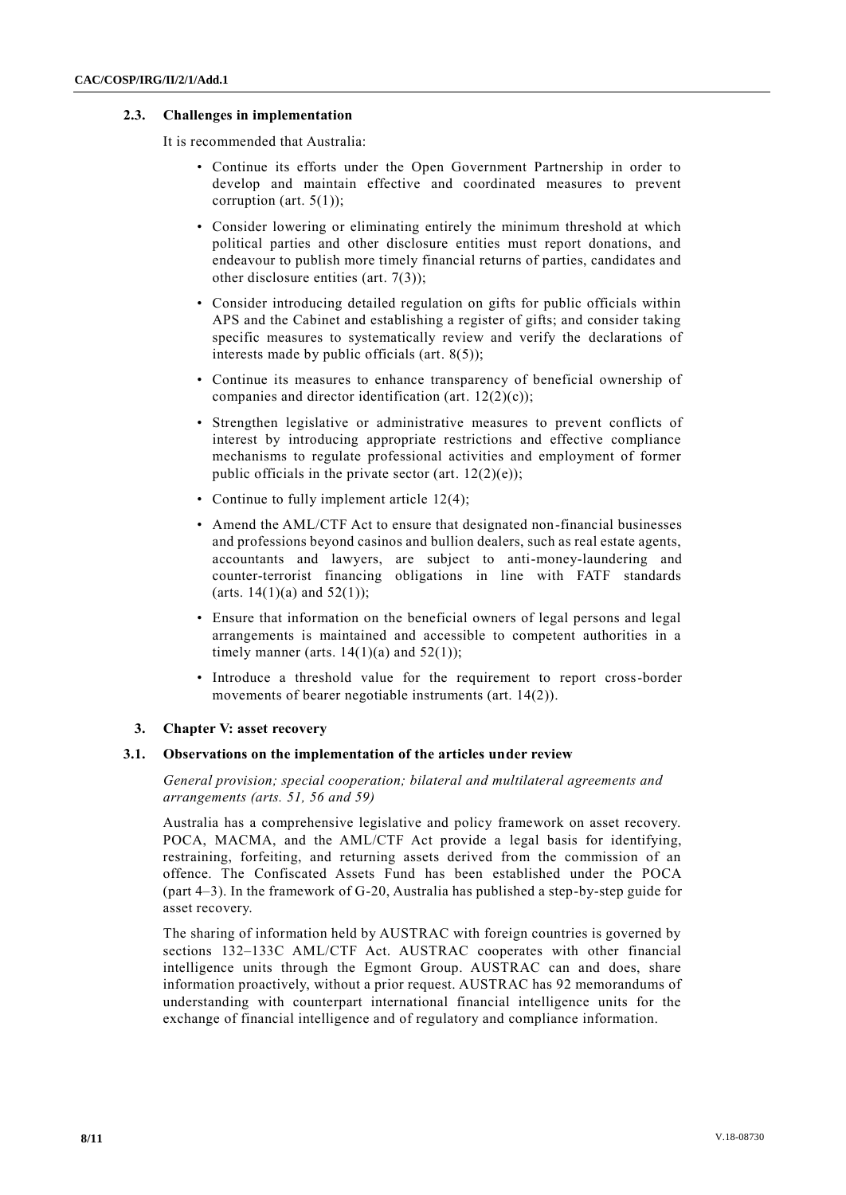### 2.3. Challenges in implementation

It is recommended that Australia:

- Continue its efforts under the Open Government Partnership in order to develop and maintain effective and coordinated measures to prevent corruption (art. 5(1));
- Consider lowering or eliminating entirely the minimum threshold at which political parties and other disclosure entities must report donations, and endeavour to publish more timely financial returns of parties, candidates and other disclosure entities (art. 7(3));
- Consider introducing detailed regulation on gifts for public officials within APS and the Cabinet and establishing a register of gifts; and consider taking specific measures to systematically review and verify the declarations of interests made by public officials (art. 8(5));
- Continue its measures to enhance transparency of beneficial ownership of companies and director identification (art. 12(2)(c));
- Strengthen legislative or administrative measures to prevent conflicts of interest by introducing appropriate restrictions and effective compliance mechanisms to regulate professional activities and employment of former public officials in the private sector (art. 12(2)(e));
- Continue to fully implement article 12(4);
- Amend the AML/CTF Act to ensure that designated non-financial businesses and professions beyond casinos and bullion dealers, such as real estate agents, accountants and lawyers, are subject to anti-money-laundering and counter-terrorist financing obligations in line with FATF standards (arts. 14(1)(a) and 52(1));
- Ensure that information on the beneficial owners of legal persons and legal arrangements is maintained and accessible to competent authorities in a timely manner (arts. 14(1)(a) and 52(1));
- Introduce a threshold value for the requirement to report cross-border movements of bearer negotiable instruments (art. 14(2)).

## 3. Chapter V: asset recovery

### 3.1. Observations on the implementation of the articles under review

*General provision; special cooperation; bilateral and multilateral agreements and arrangements (arts. 51, 56 and 59)*

Australia has a comprehensive legislative and policy framework on asset recovery. POCA, MACMA, and the AML/CTF Act provide a legal basis for identifying, restraining, forfeiting, and returning assets derived from the commission of an offence. The Confiscated Assets Fund has been established under the POCA (part 4–3). In the framework of G-20, Australia has published a step-by-step guide for asset recovery.

The sharing of information held by AUSTRAC with foreign countries is governed by sections 132–133C AML/CTF Act. AUSTRAC cooperates with other financial intelligence units through the Egmont Group. AUSTRAC can and does, share information proactively, without a prior request. AUSTRAC has 92 memorandums of understanding with counterpart international financial intelligence units for the exchange of financial intelligence and of regulatory and compliance information.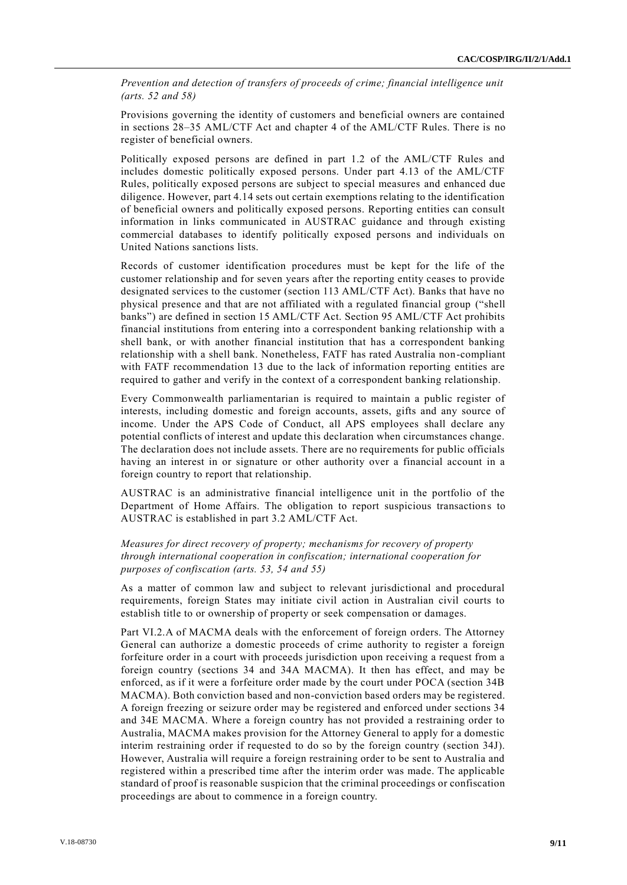*Prevention and detection of transfers of proceeds of crime; financial intelligence unit (arts. 52 and 58)*

Provisions governing the identity of customers and beneficial owners are contained in sections 28–35 AML/CTF Act and chapter 4 of the AML/CTF Rules. There is no register of beneficial owners.

Politically exposed persons are defined in part 1.2 of the AML/CTF Rules and includes domestic politically exposed persons. Under part 4.13 of the AML/CTF Rules, politically exposed persons are subject to special measures and enhanced due diligence. However, part 4.14 sets out certain exemptions relating to the identification of beneficial owners and politically exposed persons. Reporting entities can consult information in links communicated in AUSTRAC guidance and through existing commercial databases to identify politically exposed persons and individuals on United Nations sanctions lists.

Records of customer identification procedures must be kept for the life of the customer relationship and for seven years after the reporting entity ceases to provide designated services to the customer (section 113 AML/CTF Act). Banks that have no physical presence and that are not affiliated with a regulated financial group ("shell banks") are defined in section 15 AML/CTF Act. Section 95 AML/CTF Act prohibits financial institutions from entering into a correspondent banking relationship with a shell bank, or with another financial institution that has a correspondent banking relationship with a shell bank. Nonetheless, FATF has rated Australia non-compliant with FATF recommendation 13 due to the lack of information reporting entities are required to gather and verify in the context of a correspondent banking relationship.

Every Commonwealth parliamentarian is required to maintain a public register of interests, including domestic and foreign accounts, assets, gifts and any source of income. Under the APS Code of Conduct, all APS employees shall declare any potential conflicts of interest and update this declaration when circumstances change. The declaration does not include assets. There are no requirements for public officials having an interest in or signature or other authority over a financial account in a foreign country to report that relationship.

AUSTRAC is an administrative financial intelligence unit in the portfolio of the Department of Home Affairs. The obligation to report suspicious transactions to AUSTRAC is established in part 3.2 AML/CTF Act.

*Measures for direct recovery of property; mechanisms for recovery of property through international cooperation in confiscation; international cooperation for purposes of confiscation (arts. 53, 54 and 55)*

As a matter of common law and subject to relevant jurisdictional and procedural requirements, foreign States may initiate civil action in Australian civil courts to establish title to or ownership of property or seek compensation or damages.

Part VI.2.A of MACMA deals with the enforcement of foreign orders. The Attorney General can authorize a domestic proceeds of crime authority to register a foreign forfeiture order in a court with proceeds jurisdiction upon receiving a request from a foreign country (sections 34 and 34A MACMA). It then has effect, and may be enforced, as if it were a forfeiture order made by the court under POCA (section 34B MACMA). Both conviction based and non-conviction based orders may be registered. A foreign freezing or seizure order may be registered and enforced under sections 34 and 34E MACMA. Where a foreign country has not provided a restraining order to Australia, MACMA makes provision for the Attorney General to apply for a domestic interim restraining order if requested to do so by the foreign country (section 34J). However, Australia will require a foreign restraining order to be sent to Australia and registered within a prescribed time after the interim order was made. The applicable standard of proof is reasonable suspicion that the criminal proceedings or confiscation proceedings are about to commence in a foreign country.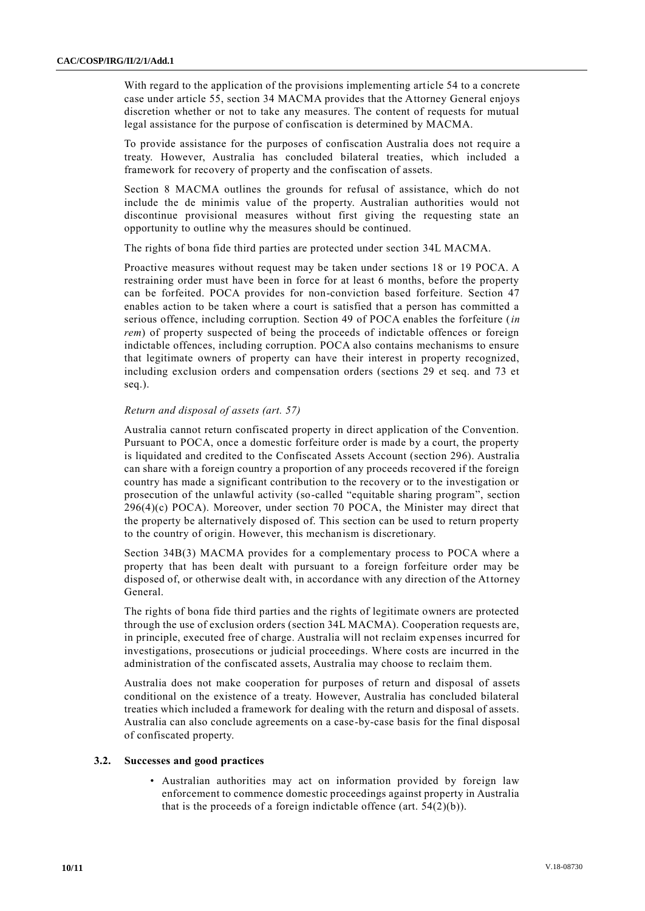With regard to the application of the provisions implementing article 54 to a concrete case under article 55, section 34 MACMA provides that the Attorney General enjoys discretion whether or not to take any measures. The content of requests for mutual legal assistance for the purpose of confiscation is determined by MACMA.

To provide assistance for the purposes of confiscation Australia does not require a treaty. However, Australia has concluded bilateral treaties, which included a framework for recovery of property and the confiscation of assets.

Section 8 MACMA outlines the grounds for refusal of assistance, which do not include the de minimis value of the property. Australian authorities would not discontinue provisional measures without first giving the requesting state an opportunity to outline why the measures should be continued.

The rights of bona fide third parties are protected under section 34L MACMA.

Proactive measures without request may be taken under sections 18 or 19 POCA. A restraining order must have been in force for at least 6 months, before the property can be forfeited. POCA provides for non-conviction based forfeiture. Section 47 enables action to be taken where a court is satisfied that a person has committed a serious offence, including corruption. Section 49 of POCA enables the forfeiture (*in rem*) of property suspected of being the proceeds of indictable offences or foreign indictable offences, including corruption. POCA also contains mechanisms to ensure that legitimate owners of property can have their interest in property recognized, including exclusion orders and compensation orders (sections 29 et seq. and 73 et seq.).

*Return and disposal of assets (art. 57)*

Australia cannot return confiscated property in direct application of the Convention. Pursuant to POCA, once a domestic forfeiture order is made by a court, the property is liquidated and credited to the Confiscated Assets Account (section 296). Australia can share with a foreign country a proportion of any proceeds recovered if the foreign country has made a significant contribution to the recovery or to the investigation or prosecution of the unlawful activity (so-called "equitable sharing program", section 296(4)(c) POCA). Moreover, under section 70 POCA, the Minister may direct that the property be alternatively disposed of. This section can be used to return property to the country of origin. However, this mechanism is discretionary.

Section 34B(3) MACMA provides for a complementary process to POCA where a property that has been dealt with pursuant to a foreign forfeiture order may be disposed of, or otherwise dealt with, in accordance with any direction of the Attorney General.

The rights of bona fide third parties and the rights of legitimate owners are protected through the use of exclusion orders (section 34L MACMA). Cooperation requests are, in principle, executed free of charge. Australia will not reclaim expenses incurred for investigations, prosecutions or judicial proceedings. Where costs are incurred in the administration of the confiscated assets, Australia may choose to reclaim them.

Australia does not make cooperation for purposes of return and disposal of assets conditional on the existence of a treaty. However, Australia has concluded bilateral treaties which included a framework for dealing with the return and disposal of assets. Australia can also conclude agreements on a case-by-case basis for the final disposal of confiscated property.

### 3.2. Successes and good practices

- Australian authorities may act on information provided by foreign law enforcement to commence domestic proceedings against property in Australia that is the proceeds of a foreign indictable offence (art. 54(2)(b)).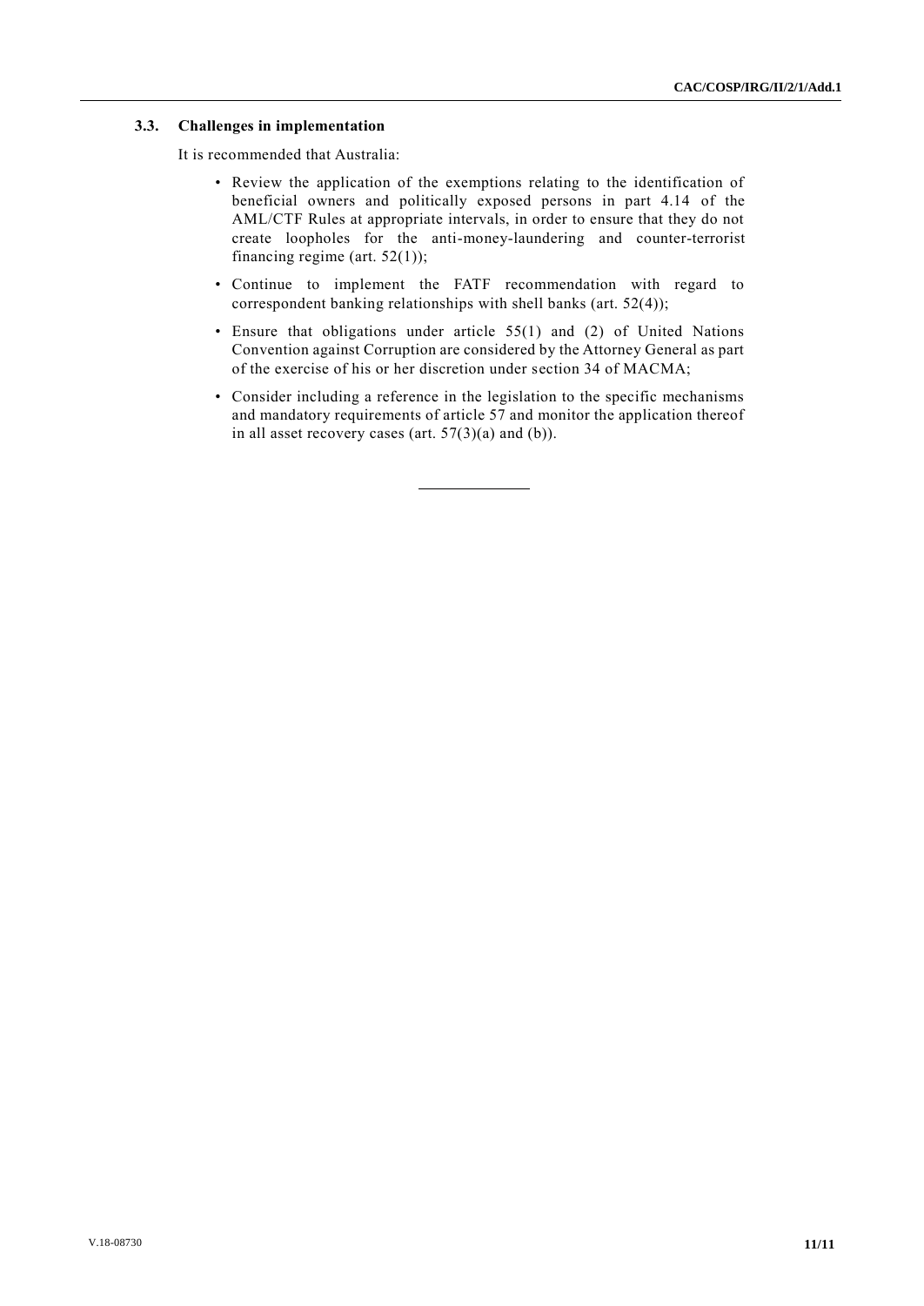### 3.3. Challenges in implementation

It is recommended that Australia:

- Review the application of the exemptions relating to the identification of beneficial owners and politically exposed persons in part 4.14 of the AML/CTF Rules at appropriate intervals, in order to ensure that they do not create loopholes for the anti-money-laundering and counter-terrorist financing regime (art. 52(1));
- Continue to implement the FATF recommendation with regard to correspondent banking relationships with shell banks (art. 52(4));
- Ensure that obligations under article 55(1) and (2) of United Nations Convention against Corruption are considered by the Attorney General as part of the exercise of his or her discretion under section 34 of MACMA;
- Consider including a reference in the legislation to the specific mechanisms and mandatory requirements of article 57 and monitor the application thereof in all asset recovery cases (art. 57(3)(a) and (b)).